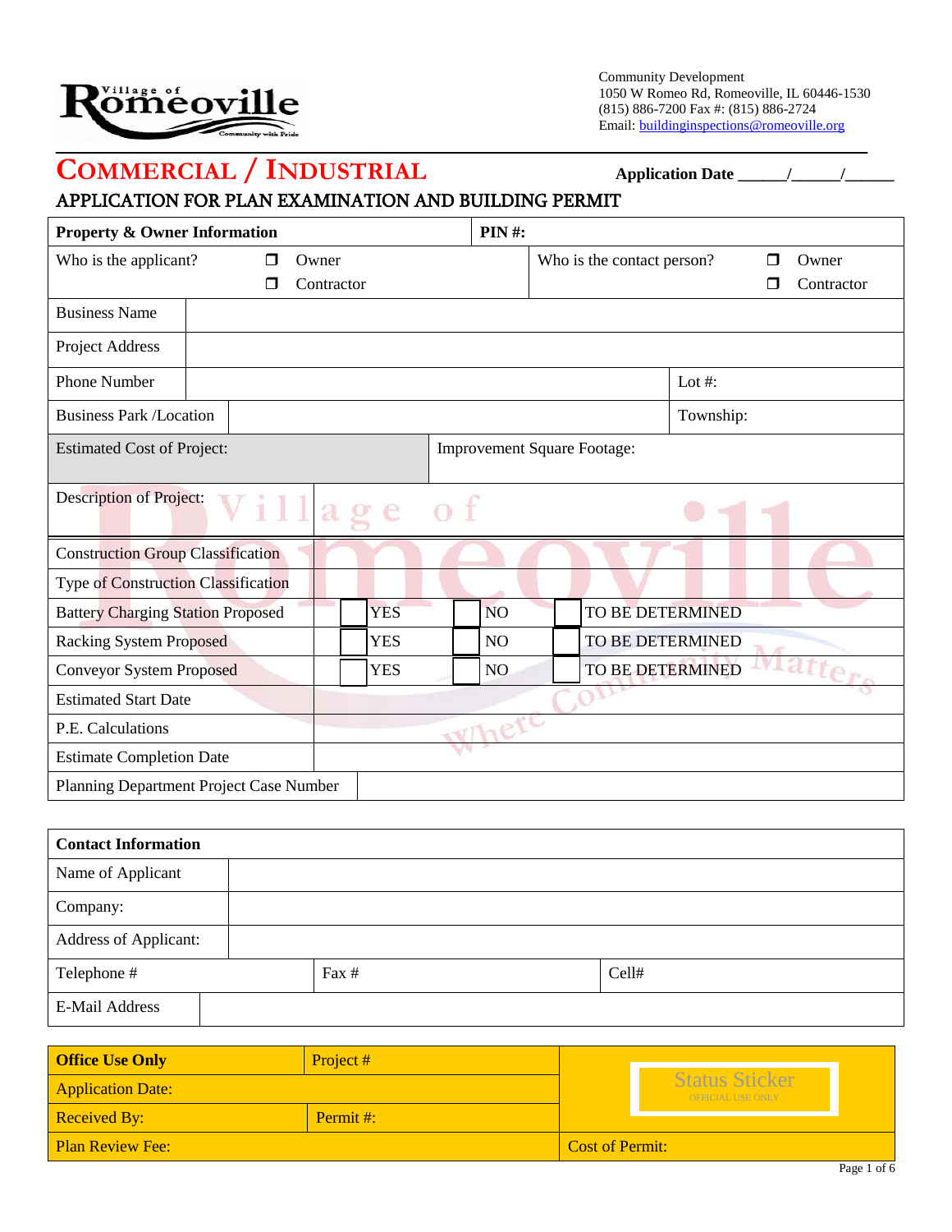Community Development
1050 W Romeo Rd, Romeoville, IL 60446-1530
(815) 886-7200 Fax #: (815) 886-2724
Email: buildinginspections@romeoville.org

# COMMERCIAL / INDUSTRIAL

**Application Date** ______/______/______

## APPLICATION FOR PLAN EXAMINATION AND BUILDING PERMIT

| **Property & Owner Information** | | **PIN #:** | |
|---|---|---|---|
| Who is the applicant? | ❒ Owner ❒ Contractor | Who is the contact person? | ❒ Owner ❒ Contractor |
| Business Name | | | |
| Project Address | | | |
| Phone Number | | Lot #: | |
| Business Park /Location | | Township: | |
| Estimated Cost of Project: | | Improvement Square Footage: | |
| Description of Project: | | | |
| Construction Group Classification | | | |
| Type of Construction Classification | | | |
| Battery Charging Station Proposed | ☐ YES | ☐ NO | ☐ TO BE DETERMINED |
| Racking System Proposed | ☐ YES | ☐ NO | ☐ TO BE DETERMINED |
| Conveyor System Proposed | ☐ YES | ☐ NO | ☐ TO BE DETERMINED |
| Estimated Start Date | | | |
| P.E. Calculations | | | |
| Estimate Completion Date | | | |
| Planning Department Project Case Number | | | |

| **Contact Information** | | |
|---|---|---|
| Name of Applicant | | |
| Company: | | |
| Address of Applicant: | | |
| Telephone # | Fax # | Cell# |
| E-Mail Address | | |

| **Office Use Only** | Project # | Status Sticker OFFICIAL USE ONLY |
|---|---|---|
| Application Date: | | |
| Received By: | Permit #: | |
| Plan Review Fee: | | Cost of Permit: |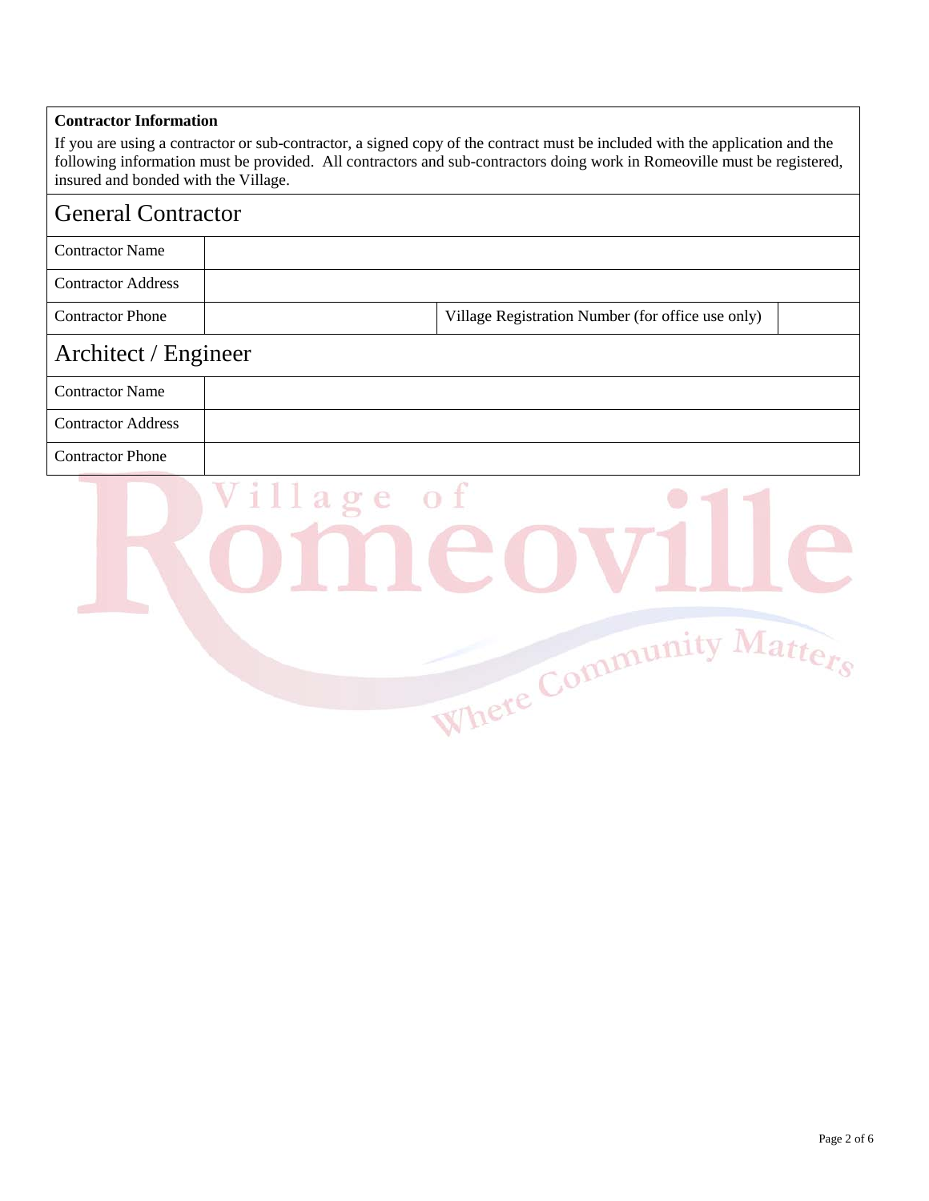**Contractor Information**

If you are using a contractor or sub-contractor, a signed copy of the contract must be included with the application and the following information must be provided. All contractors and sub-contractors doing work in Romeoville must be registered, insured and bonded with the Village.

## General Contractor

| Contractor Name | | | |
|---|---|---|---|
| Contractor Address | | | |
| Contractor Phone | | Village Registration Number (for office use only) | |

## Architect / Engineer

| Contractor Name | |
|---|---|
| Contractor Address | |
| Contractor Phone | |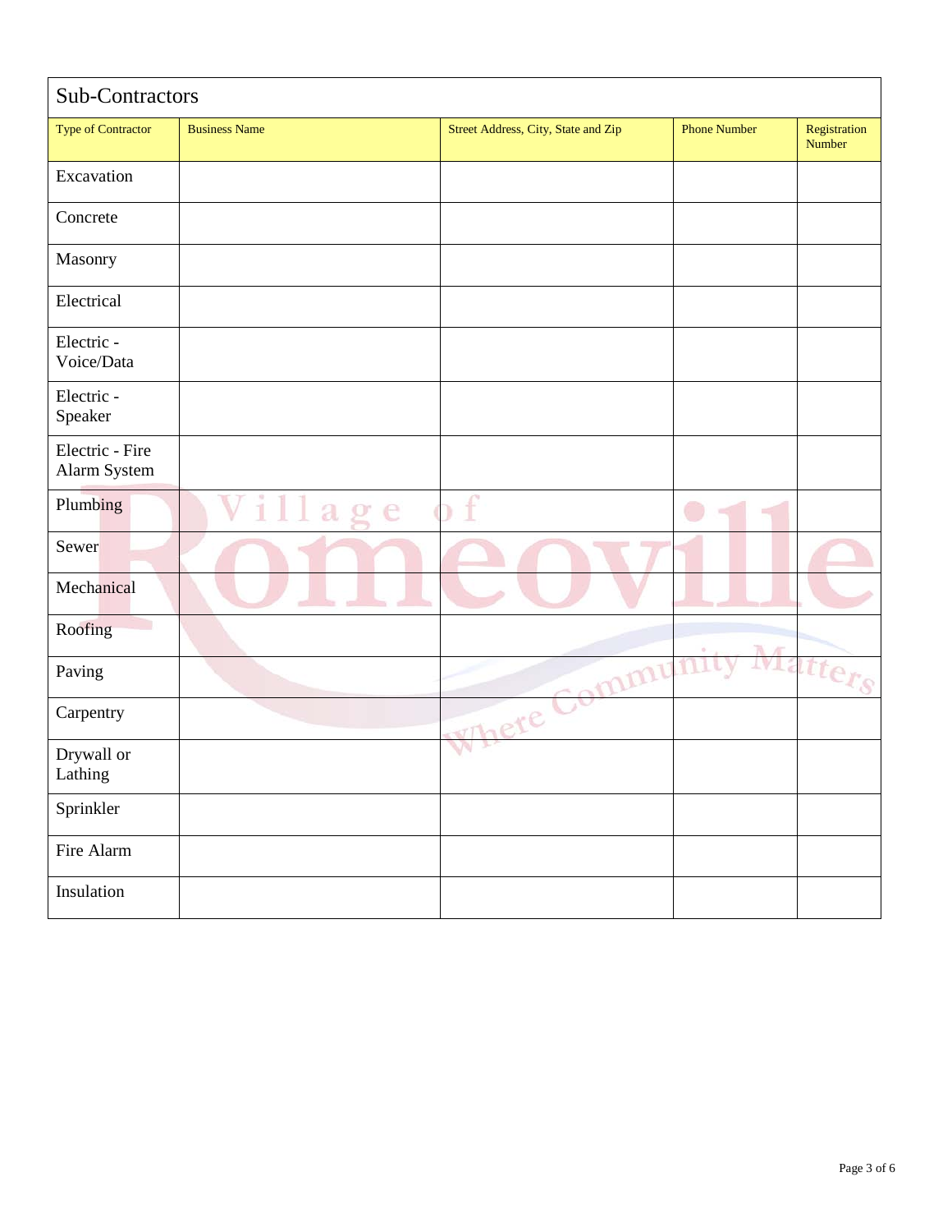## Sub-Contractors

| Type of Contractor | Business Name | Street Address, City, State and Zip | Phone Number | Registration Number |
|---|---|---|---|---|
| Excavation | | | | |
| Concrete | | | | |
| Masonry | | | | |
| Electrical | | | | |
| Electric - Voice/Data | | | | |
| Electric - Speaker | | | | |
| Electric - Fire Alarm System | | | | |
| Plumbing | | | | |
| Sewer | | | | |
| Mechanical | | | | |
| Roofing | | | | |
| Paving | | | | |
| Carpentry | | | | |
| Drywall or Lathing | | | | |
| Sprinkler | | | | |
| Fire Alarm | | | | |
| Insulation | | | | |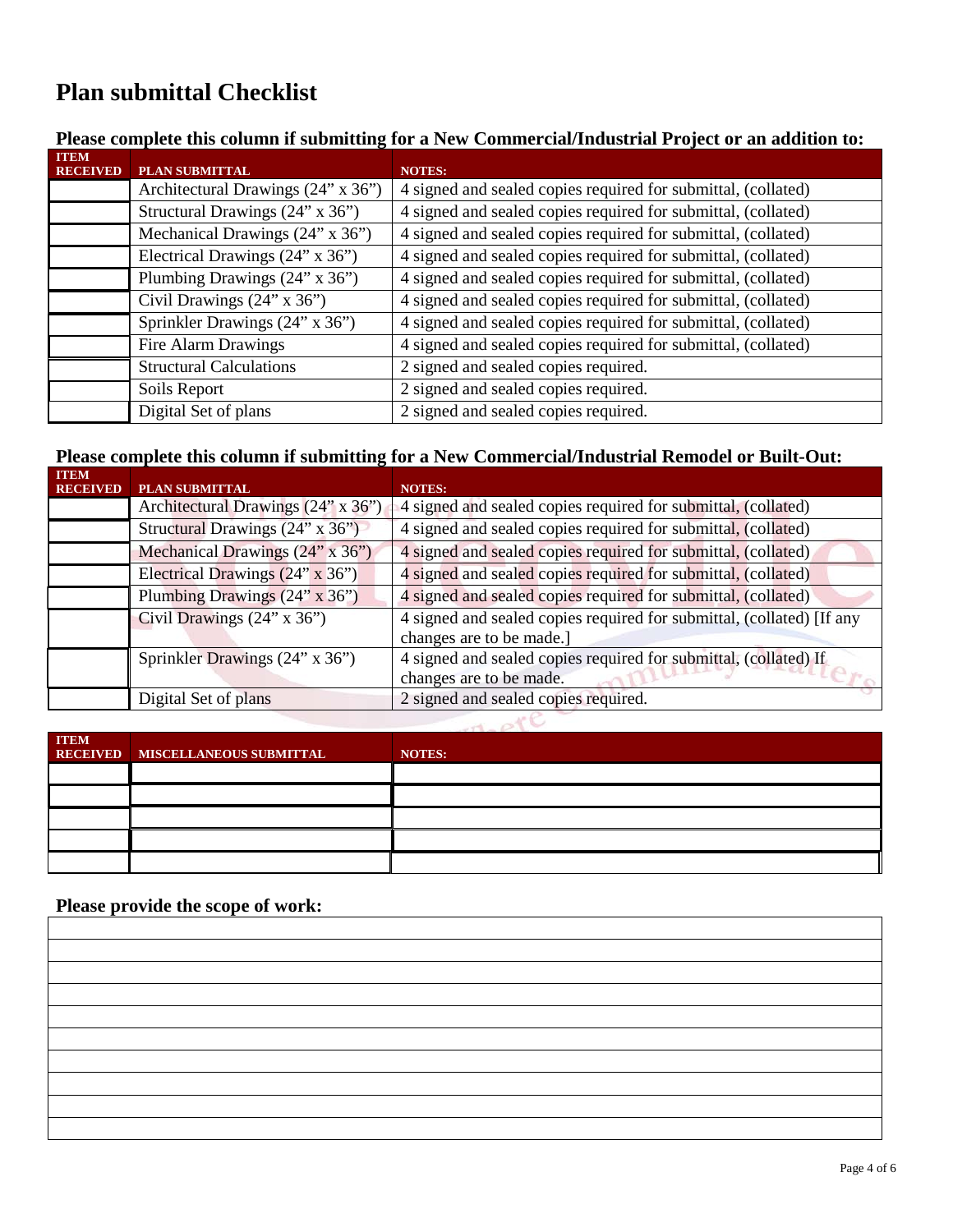# Plan submittal Checklist

### Please complete this column if submitting for a New Commercial/Industrial Project or an addition to:

| ITEM RECEIVED | PLAN SUBMITTAL | NOTES: |
|---|---|---|
| | Architectural Drawings (24" x 36") | 4 signed and sealed copies required for submittal, (collated) |
| | Structural Drawings (24" x 36") | 4 signed and sealed copies required for submittal, (collated) |
| | Mechanical Drawings (24" x 36") | 4 signed and sealed copies required for submittal, (collated) |
| | Electrical Drawings (24" x 36") | 4 signed and sealed copies required for submittal, (collated) |
| | Plumbing Drawings (24" x 36") | 4 signed and sealed copies required for submittal, (collated) |
| | Civil Drawings (24" x 36") | 4 signed and sealed copies required for submittal, (collated) |
| | Sprinkler Drawings (24" x 36") | 4 signed and sealed copies required for submittal, (collated) |
| | Fire Alarm Drawings | 4 signed and sealed copies required for submittal, (collated) |
| | Structural Calculations | 2 signed and sealed copies required. |
| | Soils Report | 2 signed and sealed copies required. |
| | Digital Set of plans | 2 signed and sealed copies required. |

### Please complete this column if submitting for a New Commercial/Industrial Remodel or Built-Out:

| ITEM RECEIVED | PLAN SUBMITTAL | NOTES: |
|---|---|---|
| | Architectural Drawings (24" x 36") | 4 signed and sealed copies required for submittal, (collated) |
| | Structural Drawings (24" x 36") | 4 signed and sealed copies required for submittal, (collated) |
| | Mechanical Drawings (24" x 36") | 4 signed and sealed copies required for submittal, (collated) |
| | Electrical Drawings (24" x 36") | 4 signed and sealed copies required for submittal, (collated) |
| | Plumbing Drawings (24" x 36") | 4 signed and sealed copies required for submittal, (collated) |
| | Civil Drawings (24" x 36") | 4 signed and sealed copies required for submittal, (collated) [If any changes are to be made.] |
| | Sprinkler Drawings (24" x 36") | 4 signed and sealed copies required for submittal, (collated) If changes are to be made. |
| | Digital Set of plans | 2 signed and sealed copies required. |

| ITEM RECEIVED | MISCELLANEOUS SUBMITTAL | NOTES: |
|---|---|---|
| | | |
| | | |
| | | |
| | | |
| | | |

### Please provide the scope of work:

|  |
|---|
|  |
|  |
|  |
|  |
|  |
|  |
|  |
|  |
|  |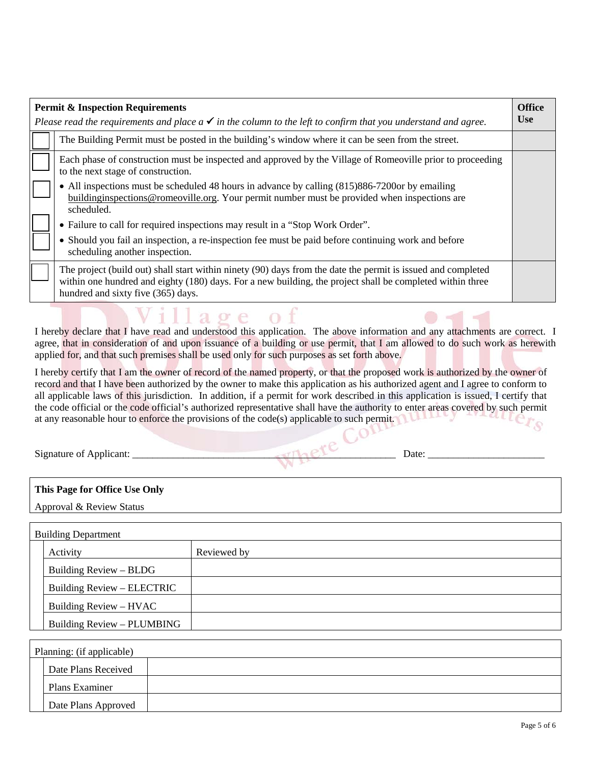| | **Permit & Inspection Requirements**<br>*Please read the requirements and place a ✓ in the column to the left to confirm that you understand and agree.* | **Office Use** |
|---|---|---|
| ☐ | The Building Permit must be posted in the building's window where it can be seen from the street. | |
| ☐ | Each phase of construction must be inspected and approved by the Village of Romeoville prior to proceeding to the next stage of construction. | |
| ☐ | • All inspections must be scheduled 48 hours in advance by calling (815)886-7200or by emailing buildinginspections@romeoville.org. Your permit number must be provided when inspections are scheduled. | |
| ☐ | • Failure to call for required inspections may result in a "Stop Work Order". | |
| ☐ | • Should you fail an inspection, a re-inspection fee must be paid before continuing work and before scheduling another inspection. | |
| ☐ | The project (build out) shall start within ninety (90) days from the date the permit is issued and completed within one hundred and eighty (180) days. For a new building, the project shall be completed within three hundred and sixty five (365) days. | |

I hereby declare that I have read and understood this application. The above information and any attachments are correct. I agree, that in consideration of and upon issuance of a building or use permit, that I am allowed to do such work as herewith applied for, and that such premises shall be used only for such purposes as set forth above.

I hereby certify that I am the owner of record of the named property, or that the proposed work is authorized by the owner of record and that I have been authorized by the owner to make this application as his authorized agent and I agree to conform to all applicable laws of this jurisdiction. In addition, if a permit for work described in this application is issued, I certify that the code official or the code official's authorized representative shall have the authority to enter areas covered by such permit at any reasonable hour to enforce the provisions of the code(s) applicable to such permit.

Signature of Applicant: ____________________________________________________ Date: _______________________

**This Page for Office Use Only**

Approval & Review Status

| Building Department | |
|---|---|
| Activity | Reviewed by |
| Building Review – BLDG | |
| Building Review – ELECTRIC | |
| Building Review – HVAC | |
| Building Review – PLUMBING | |

| Planning: (if applicable) | |
|---|---|
| Date Plans Received | |
| Plans Examiner | |
| Date Plans Approved | |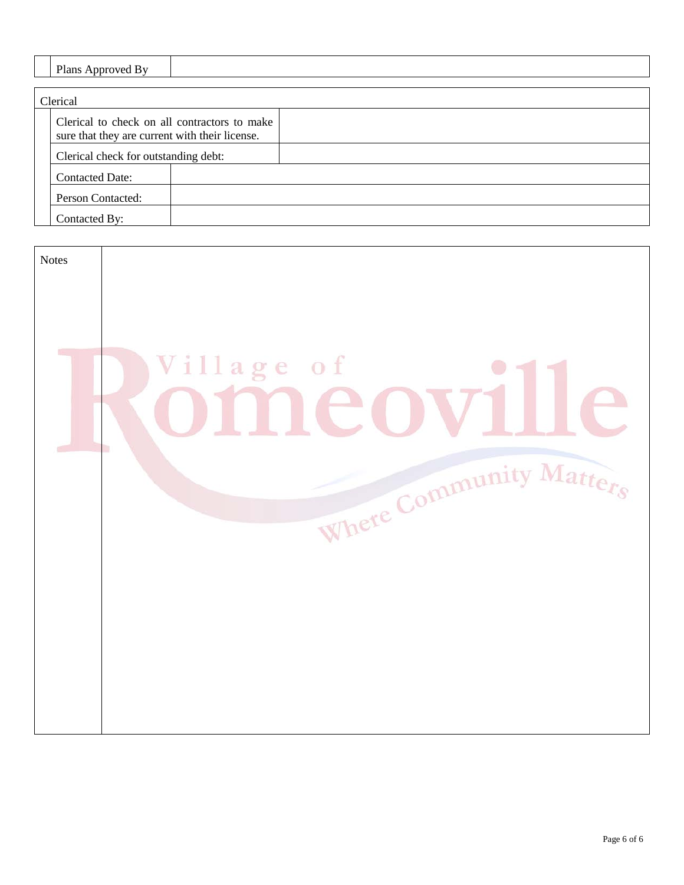| | | |
|---|---|---|
| | Plans Approved By | |

| | | |
|---|---|---|
| Clerical | | |
| | Clerical to check on all contractors to make sure that they are current with their license. | |
| | Clerical check for outstanding debt: | |
| | Contacted Date: | |
| | Person Contacted: | |
| | Contacted By: | |

| | |
|---|---|
| Notes | |